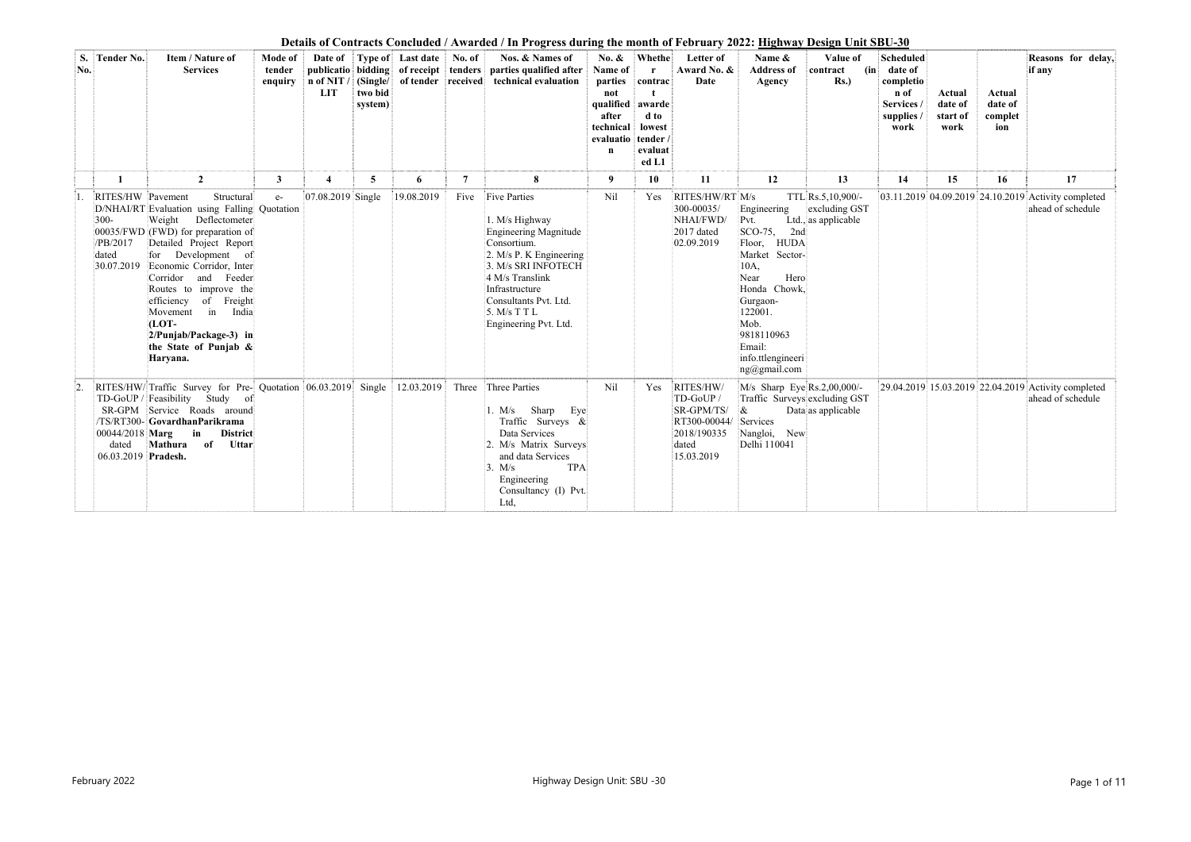**Details of Contracts Concluded / Awarded / In Progress during the month of February 2022: Highway Design Unit SBU-30**

| S. No. | Tender No. | Item / Nature of Services | Mode of tender enquiry | Date of publication of NIT / LIT | Type of bidding (Single/ two bid system) | Last date of receipt of tender | No. of tenders received | Nos. & Names of parties qualified after technical evaluation | No. & Name of parties not qualified after technical evaluation | Whether contract awarded to lowest tender / evaluated L1 | Letter of Award No. & Date | Name & Address of Agency | Value of contract (in Rs.) | Scheduled date of completion of Services / supplies / work | Actual date of start of work | Actual date of completion | Reasons for delay, if any |
|---|---|---|---|---|---|---|---|---|---|---|---|---|---|---|---|---|---|
| 1 | 2 | | 3 | 4 | 5 | 6 | 7 | 8 | 9 | 10 | 11 | 12 | 13 | 14 | 15 | 16 | 17 |
| 1. | RITES/HW D/NHAI/RT 300-00035/FWD /PB/2017 dated 30.07.2019 | Pavement Structural Evaluation using Falling Weight Deflectometer (FWD) for preparation of Detailed Project Report for Development of Economic Corridor, Inter Corridor and Feeder Routes to improve the efficiency of Freight Movement in India **(LOT-2/Punjab/Package-3) in the State of Punjab & Haryana.** | e-Quotation | 07.08.2019 | Single | 19.08.2019 | Five | Five Parties<br>1. M/s Highway Engineering Magnitude Consortium.<br>2. M/s P. K Engineering<br>3. M/s SRI INFOTECH<br>4 M/s Translink Infrastructure Consultants Pvt. Ltd.<br>5. M/s T T L Engineering Pvt. Ltd. | Nil | Yes | RITES/HW/RT 300-00035/ NHAI/FWD/ 2017 dated 02.09.2019 | M/s TTL Engineering Pvt. Ltd., SCO-75, 2nd Floor, HUDA Market Sector-10A, Near Hero Honda Chowk, Gurgaon-122001. Mob. 9818110963 Email: info.ttlengineering@gmail.com | Rs.5,10,900/- excluding GST as applicable | 03.11.2019 | 04.09.2019 | 24.10.2019 | Activity completed ahead of schedule |
| 2. | RITES/HW/TD-GoUP / SR-GPM /TS/RT300-00044/2018 dated 06.03.2019 | Traffic Survey for Pre-Feasibility Study of Service Roads around **GovardhanParikrama Marg in District Mathura of Uttar Pradesh.** | Quotation | 06.03.2019 | Single | 12.03.2019 | Three | Three Parties<br>1. M/s Sharp Eye Traffic Surveys & Data Services<br>2. M/s Matrix Surveys and data Services<br>3. M/s TPA Engineering Consultancy (I) Pvt. Ltd, | Nil | Yes | RITES/HW/ TD-GoUP / SR-GPM/TS/ RT300-00044/ 2018/190335 dated 15.03.2019 | M/s Sharp Eye Traffic Surveys & Data Services Nangloi, New Delhi 110041 | Rs.2,00,000/- excluding GST as applicable | 29.04.2019 | 15.03.2019 | 22.04.2019 | Activity completed ahead of schedule |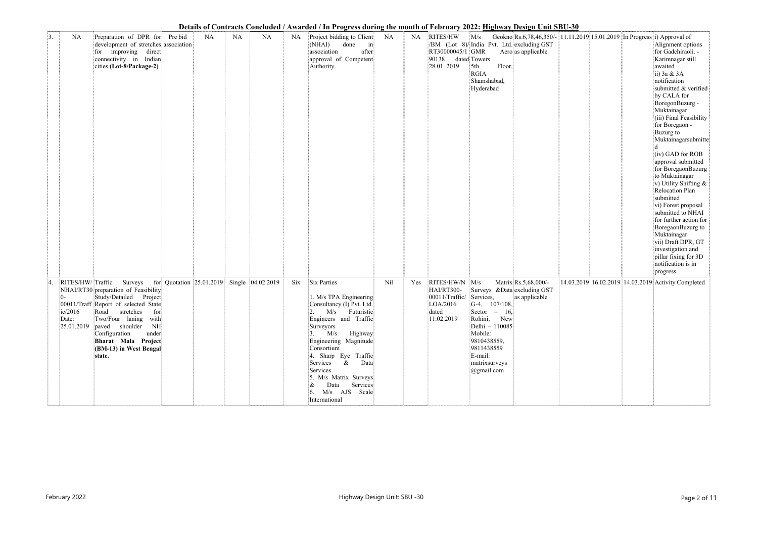## Details of Contracts Concluded / Awarded / In Progress during the month of February 2022: Highway Design Unit SBU-30

| | | | | | | | | | | | | | | | | | | |
|---|---|---|---|---|---|---|---|---|---|---|---|---|---|---|---|---|---|---|
| 3. | NA | Preparation of DPR for development of stretches for improving direct connectivity in Indian cities **(Lot-8/Package-2)** | Pre bid association | NA | NA | NA | NA | Project bidding to Client (NHAI) done in association after approval of Competent Authority. | NA | NA | RITES/HW/BM (Lot 8)/RT30000045/190138 dated 28.01.2019 | M/s Geokno India Pvt. Ltd. GMR Aero Towers 5th Floor, RGIA Shamshabad, Hyderabad | Rs.6,78,46,350/- excluding GST as applicable | 11.11.2019 | 15.01.2019 | In Progress | i) Approval of Alignment options for Gadchiraoli. - Karimnagar still awaited<br>ii) 3a & 3A notification submitted & verified by CALA for BoregonBuzurg - Muktainagar<br>(iii) Final Feasibility for Boregaon - Buzurg to Muktainagarsubmitted<br>(iv) GAD for ROB approval submitted for BoregaonBuzurg to Muktainagar<br>v) Utility Shifting & Relocation Plan submitted<br>vi) Forest proposal submitted to NHAI for further action for BoregaonBuzurg to Muktainagar<br>vii) Draft DPR, GT investigation and pillar fixing for 3D notification is in progress |
| 4. | RITES/HW/NHAI/RT300-00011/Traffic/2016 Date: 25.01.2019 | Traffic Surveys for preparation of Feasibility Study/Detailed Project Report of selected State Road stretches for Two/Four laning with paved shoulder NH Configuration under **Bharat Mala Project (BM-13) in West Bengal state.** | Quotation | 25.01.2019 | Single | 04.02.2019 | Six | Six Parties<br><br>1. M/s TPA Engineering Consultancy (I) Pvt. Ltd.<br>2. M/s Futuristic Engineers and Traffic Surveyors<br>3. M/s Highway Engineering Magnitude Consortium<br>4. Sharp Eye Traffic Services & Data Services<br>5. M/s Matrix Surveys & Data Services<br>6. M/s AJS Scale International | Nil | Yes | RITES/HW/NHAI/RT300-00011/Traffic/LOA/2016 dated 11.02.2019 | M/s Matrix Surveys &Data Services, G-4, 107/108, Sector – 16, Rohini, New Delhi – 110085 Mobile: 9810438559, 9811438559 E-mail: matrixsurveys@gmail.com | Rs.5,68,000/- excluding GST as applicable | 14.03.2019 | 16.02.2019 | 14.03.2019 | Activity Completed |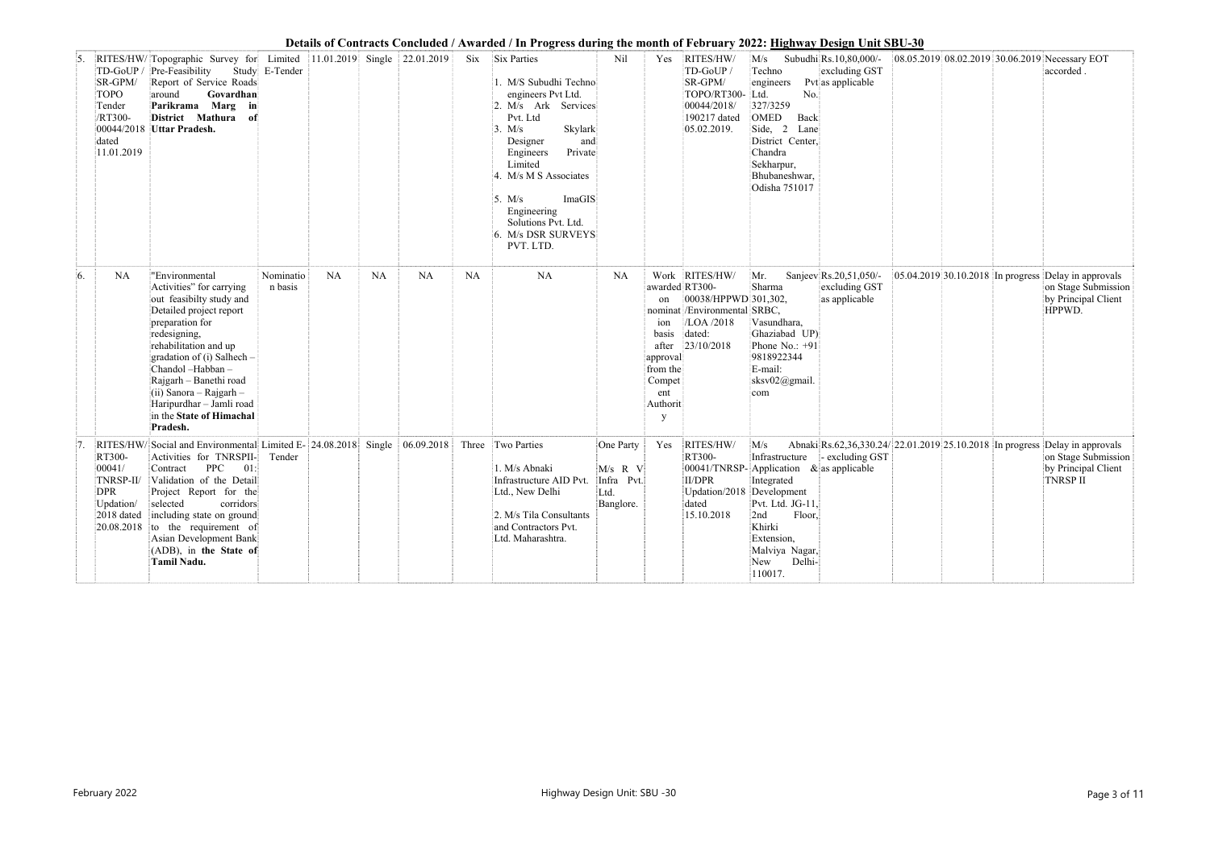**Details of Contracts Concluded / Awarded / In Progress during the month of February 2022: Highway Design Unit SBU-30**

| | | | | | | | | | | | | | | | | | |
|---|---|---|---|---|---|---|---|---|---|---|---|---|---|---|---|---|---|
| 5. | RITES/HW/ TD-GoUP / SR-GPM/ TOPO Tender /RT300-00044/2018 dated 11.01.2019 | Topographic Survey for Pre-Feasibility Study Report of Service Roads around **Govardhan Parikrama Marg in District Mathura of Uttar Pradesh.** | Limited E-Tender | 11.01.2019 | Single | 22.01.2019 | Six | Six Parties<br>1. M/S Subudhi Techno engineers Pvt Ltd.<br>2. M/s Ark Services Pvt. Ltd<br>3. M/s Skylark Designer and Engineers Private Limited<br>4. M/s M S Associates<br>5. M/s ImaGIS Engineering Solutions Pvt. Ltd.<br>6. M/s DSR SURVEYS PVT. LTD. | Nil | Yes | RITES/HW/ TD-GoUP / SR-GPM/ TOPO/RT300-00044/2018/ 190217 dated 05.02.2019. | M/s Subudhi Techno engineers Pvt Ltd. No. 327/3259 OMED Back Side, 2 Lane District Center, Chandra Sekharpur, Bhubaneshwar, Odisha 751017 | Rs.10,80,000/- excluding GST as applicable | | 08.05.2019 | 08.02.2019 | 30.06.2019 | Necessary EOT accorded . |
| 6. | NA | "Environmental Activities" for carrying out feasibilty study and Detailed project report preparation for redesigning, rehabilitation and up gradation of (i) Salhech – Chandol –Habban – Rajgarh – Banethi road (ii) Sanora – Rajgarh – Haripurdhar – Jamli road in the **State of Himachal Pradesh.** | Nominatio n basis | NA | NA | NA | NA | NA | NA | Work awarded on nomination basis after approval from the Competent Authority | RITES/HW/ RT300-00038/HPPWD /Environmental /LOA /2018 dated: 23/10/2018 | Mr. Sanjeev Sharma SRBC, 301,302, Vasundhara, Ghaziabad UP) Phone No.: +91 9818922344 E-mail: sksv02@gmail.com | Rs.20,51,050/- excluding GST as applicable | | 05.04.2019 | 30.10.2018 | In progress | Delay in approvals on Stage Submission by Principal Client HPPWD. |
| 7. | RITES/HW/ RT300-00041/ TNRSP-II/ DPR Updation/ 2018 dated 20.08.2018 | Social and Environmental Activities for TNRSPII-Contract PPC 01: Validation of the Detail Project Report for the selected corridors including state on ground to the requirement of Asian Development Bank (ADB), in **the State of Tamil Nadu.** | Limited E-Tender | 24.08.2018 | Single | 06.09.2018 | Three | Two Parties<br>1. M/s Abnaki Infrastructure AID Pvt. Ltd., New Delhi<br>2. M/s Tila Consultants and Contractors Pvt. Ltd. Maharashtra. | One Party M/s R V Infra Pvt. Ltd. Banglore. | Yes | RITES/HW/ RT300-00041/TNRSP-II/DPR Updation/2018 dated 15.10.2018 | M/s Abnaki Infrastructure Application & Integrated Development Pvt. Ltd. JG-11, 2nd Floor, Khirki Extension, Malviya Nagar, New Delhi-110017. | Rs.62,36,330.24/- excluding GST as applicable | | 22.01.2019 | 25.10.2018 | In progress | Delay in approvals on Stage Submission by Principal Client TNRSP II |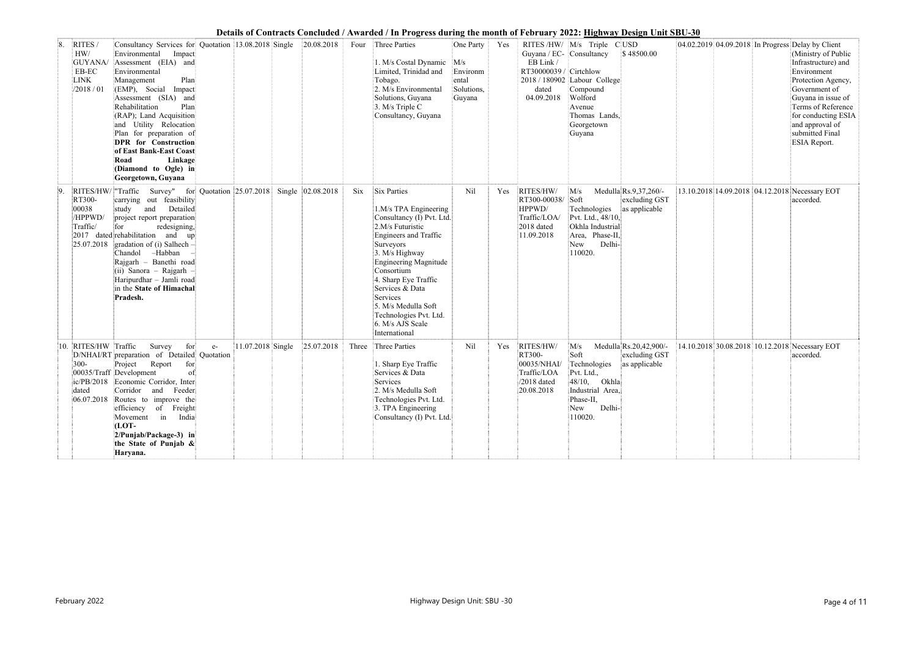**Details of Contracts Concluded / Awarded / In Progress during the month of February 2022: Highway Design Unit SBU-30**

| | | | | | | | | | | | | | | | | | |
|---|---|---|---|---|---|---|---|---|---|---|---|---|---|---|---|---|---|
| 8. | RITES / HW/ GUYANA/ EB-EC LINK /2018 / 01 | Consultancy Services for Environmental Impact Assessment (EIA) and Environmental Management Plan (EMP), Social Impact Assessment (SIA) and Rehabilitation Plan (RAP); Land Acquisition and Utility Relocation Plan for preparation of **DPR for Construction of East Bank-East Coast Road Linkage (Diamond to Ogle) in Georgetown, Guyana** | Quotation | 13.08.2018 | Single | 20.08.2018 | Four | Three Parties<br><br>1. M/s Costal Dynamic Limited, Trinidad and Tobago.<br>2. M/s Environmental Solutions, Guyana<br>3. M/s Triple C Consultancy, Guyana | One Party<br><br>M/s Environmental Solutions, Guyana | Yes | RITES /HW/ Guyana / EC-EB Link / RT30000039 / 2018 / 180902 dated 04.09.2018 | M/s Triple C Consultancy<br>Cirtchlow Labour College Compound Wolford Avenue Thomas Lands, Georgetown Guyana | USD $ 48500.00 | 04.02.2019 | 04.09.2018 | In Progress | Delay by Client (Ministry of Public Infrastructure) and Environment Protection Agency, Government of Guyana in issue of Terms of Reference for conducting ESIA and approval of submitted Final ESIA Report. |
| 9. | RITES/HW/ RT300-00038 /HPPWD/ Traffic/ 2017 dated 25.07.2018 | "Traffic Survey" for carrying out feasibility study and Detailed project report preparation for redesigning, rehabilitation and up gradation of (i) Salhech – Chandol –Habban – Rajgarh – Banethi road (ii) Sanora – Rajgarh – Haripurdhar – Jamli road in the **State of Himachal Pradesh.** | Quotation | 25.07.2018 | Single | 02.08.2018 | Six | Six Parties<br><br>1.M/s TPA Engineering Consultancy (I) Pvt. Ltd.<br>2.M/s Futuristic Engineers and Traffic Surveyors<br>3. M/s Highway Engineering Magnitude Consortium<br>4. Sharp Eye Traffic Services & Data Services<br>5. M/s Medulla Soft Technologies Pvt. Ltd.<br>6. M/s AJS Scale International | Nil | Yes | RITES/HW/ RT300-00038/ HPPWD/ Traffic/LOA/ 2018 dated 11.09.2018 | M/s Medulla Soft Technologies Pvt. Ltd., 48/10, Okhla Industrial Area, Phase-II, New Delhi-110020. | Rs.9,37,260/- excluding GST as applicable | 13.10.2018 | 14.09.2018 | 04.12.2018 | Necessary EOT accorded. |
| 10. | RITES/HW D/NHAI/RT 300-00035/Traffic/PB/2018 dated 06.07.2018 | Traffic Survey for preparation of Detailed Project Report for Development of Economic Corridor, Inter Corridor and Feeder Routes to improve the efficiency of Freight Movement in India **(LOT-2/Punjab/Package-3) in the State of Punjab & Haryana.** | e-Quotation | 11.07.2018 | Single | 25.07.2018 | Three | Three Parties<br><br>1. Sharp Eye Traffic Services & Data Services<br>2. M/s Medulla Soft Technologies Pvt. Ltd.<br>3. TPA Engineering Consultancy (I) Pvt. Ltd. | Nil | Yes | RITES/HW/ RT300-00035/NHAI/ Traffic/LOA /2018 dated 20.08.2018 | M/s Medulla Soft Technologies Pvt. Ltd., 48/10, Okhla Industrial Area, Phase-II, New Delhi-110020. | Rs.20,42,900/- excluding GST as applicable | 14.10.2018 | 30.08.2018 | 10.12.2018 | Necessary EOT accorded. |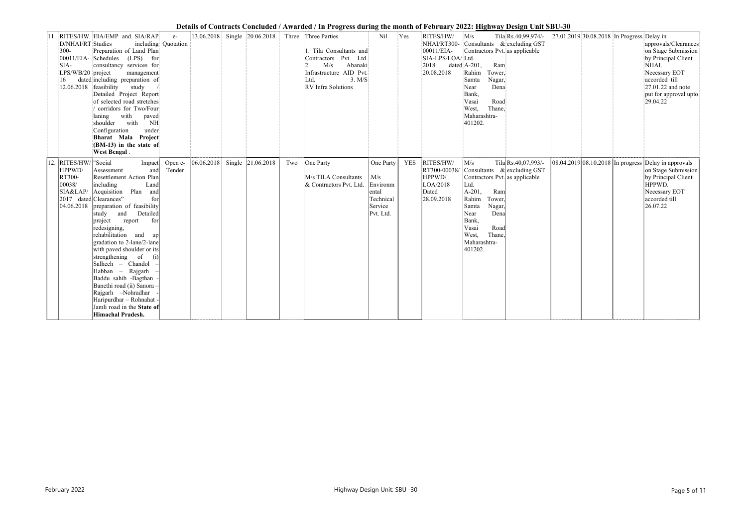**Details of Contracts Concluded / Awarded / In Progress during the month of February 2022: Highway Design Unit SBU-30**

| | | | | | | | | | | | | | | | | | |
|---|---|---|---|---|---|---|---|---|---|---|---|---|---|---|---|---|---|
| 11. | RITES/HW D/NHAI/RT 300- 00011/EIA- SIA- LPS/WB/20 16 dated 12.06.2018 | EIA/EMP and SIA/RAP Studies including Preparation of Land Plan Schedules (LPS) for consultancy services for project management including preparation of feasibility study / Detailed Project Report of selected road stretches / corridors for Two/Four laning with paved shoulder with NH Configuration under **Bharat Mala Project (BM-13) in the state of West Bengal**. | e- Quotation | 13.06.2018 | Single | 20.06.2018 | Three | Three Parties<br><br>1. Tila Consultants and Contractors Pvt. Ltd.<br>2. M/s Abanaki Infrastructure AID Pvt. Ltd. 3. M/S RV Infra Solutions | Nil | Yes | RITES/HW/ NHAI/RT300- 00011/EIA- SIA-LPS/LOA/ 2018 dated 20.08.2018 | M/s Tila Consultants & Contractors Pvt. Ltd. A-201, Ram Rahim Tower, Samta Nagar, Near Dena Bank, Vasai Road West, Thane, Maharashtra- 401202. | Rs.40,99,974/- excluding GST as applicable | 27.01.2019 | 30.08.2018 | In Progress | Delay in approvals/Clearances on Stage Submission by Principal Client NHAI. Necessary EOT accorded till 27.01.22 and note put for approval upto 29.04.22 |
| 12. | RITES/HW/ HPPWD/ RT300- 00038/ SIA&LAP/ 2017 dated 04.06.2018 | "Social Impact Assessment and Resettlement Action Plan including Land Acquisition Plan and Clearances" for preparation of feasibility study and Detailed project report for redesigning, rehabilitation and up gradation to 2-lane/2-lane with paved shoulder or its strengthening of (i) Salhech – Chandol – Habban – Rajgarh – Baddu sahib -Bagthan - Banethi road (ii) Sanora – Rajgarh –Nohradhar - Haripurdhar – Rohnahat - Jamli road in the **State of Himachal Pradesh.** | Open e- Tender | 06.06.2018 | Single | 21.06.2018 | Two | One Party<br><br>M/s TILA Consultants & Contractors Pvt. Ltd. | One Party<br><br>.M/s Environmental Technical Service Pvt. Ltd. | YES | RITES/HW/ RT300-00038/ HPPWD/ LOA/2018 Dated 28.09.2018 | M/s Tila Consultants & Contractors Pvt. Ltd. A-201, Ram Rahim Tower, Samta Nagar, Near Dena Bank, Vasai Road West, Thane, Maharashtra- 401202. | Rs.40,07,993/- excluding GST as applicable | 08.04.2019 | 08.10.2018 | In progress | Delay in approvals on Stage Submission by Principal Client HPPWD. Necessary EOT accorded till 26.07.22 |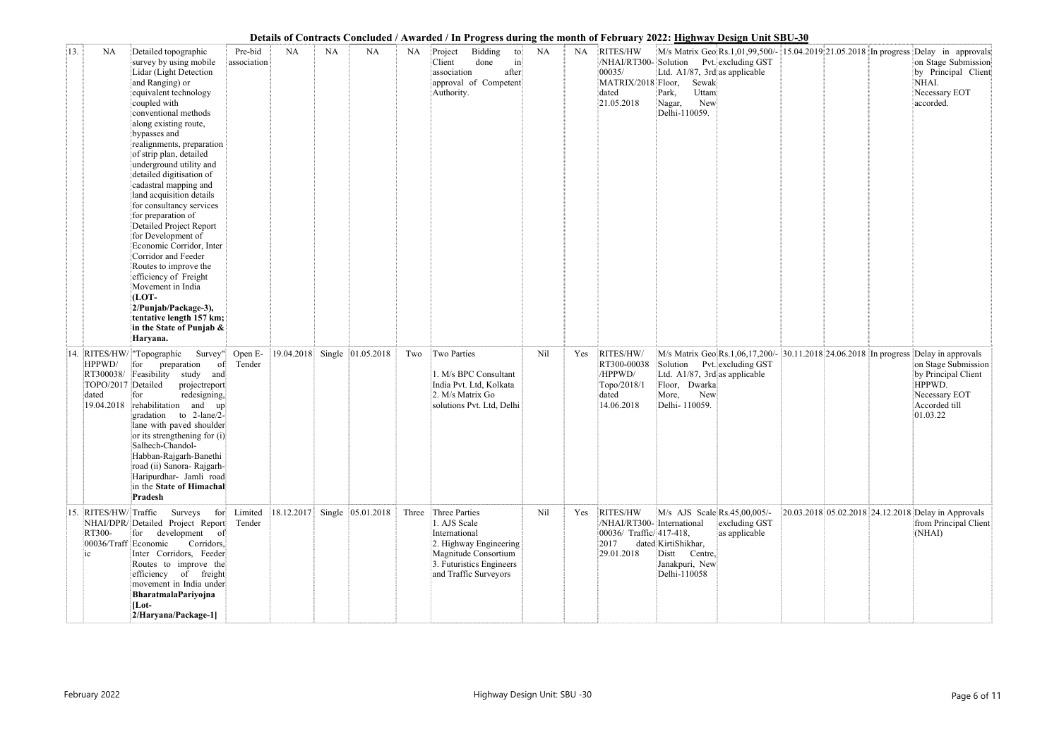**Details of Contracts Concluded / Awarded / In Progress during the month of February 2022: Highway Design Unit SBU-30**

| | | | | | | | | | | | | | | | | | | |
|---|---|---|---|---|---|---|---|---|---|---|---|---|---|---|---|---|---|---|
| 13. | NA | Detailed topographic survey by using mobile Lidar (Light Detection and Ranging) or equivalent technology coupled with conventional methods along existing route, bypasses and realignments, preparation of strip plan, detailed underground utility and detailed digitisation of cadastral mapping and land acquisition details for consultancy services for preparation of Detailed Project Report for Development of Economic Corridor, Inter Corridor and Feeder Routes to improve the efficiency of Freight Movement in India **(LOT-2/Punjab/Package-3), tentative length 157 km; in the State of Punjab & Haryana.** | Pre-bid association | NA | NA | NA | NA | Project Bidding to Client done in association after approval of Competent Authority. | NA | NA | RITES/HW /NHAI/RT300-00035/ MATRIX/2018 dated 21.05.2018 | M/s Matrix Geo Solution Pvt. Ltd. A1/87, 3rd Floor, Sewak Park, Uttam Nagar, New Delhi-110059. | Rs.1,01,99,500/- excluding GST as applicable | 15.04.2019 | 21.05.2018 | In progress | Delay in approvals on Stage Submission by Principal Client NHAI. Necessary EOT accorded. |
| 14. | RITES/HW/ HPPWD/ RT300038/ TOPO/2017 dated 19.04.2018 | "Topographic Survey" for preparation of Feasibility study and Detailed projectreport for redesigning, rehabilitation and up gradation to 2-lane/2-lane with paved shoulder or its strengthening for (i) Salhech-Chandol-Habban-Rajgarh-Banethi road (ii) Sanora- Rajgarh-Haripurdhar- Jamli road in the **State of Himachal Pradesh** | Open E-Tender | 19.04.2018 | Single | 01.05.2018 | Two | Two Parties<br><br>1. M/s BPC Consultant India Pvt. Ltd, Kolkata<br>2. M/s Matrix Go solutions Pvt. Ltd, Delhi | Nil | Yes | RITES/HW/ RT300-00038 /HPPWD/ Topo/2018/1 dated 14.06.2018 | M/s Matrix Geo Solution Pvt. Ltd. A1/87, 3rd Floor, Dwarka More, New Delhi- 110059. | Rs.1,06,17,200/- excluding GST as applicable | 30.11.2018 | 24.06.2018 | In progress | Delay in approvals on Stage Submission by Principal Client HPPWD. Necessary EOT Accorded till 01.03.22 |
| 15. | RITES/HW/ NHAI/DPR/ RT300-00036/Traffic | Traffic Surveys for Detailed Project Report for development of Economic Corridors, Inter Corridors, Feeder Routes to improve the efficiency of freight movement in India under **BharatmalaPariyojna [Lot-2/Haryana/Package-1]** | Limited Tender | 18.12.2017 | Single | 05.01.2018 | Three | Three Parties<br>1. AJS Scale International<br>2. Highway Engineering Magnitude Consortium<br>3. Futuristics Engineers and Traffic Surveyors | Nil | Yes | RITES/HW /NHAI/RT300-00036/ Traffic/ 2017 dated 29.01.2018 | M/s AJS Scale International 417-418, KirtiShikhar, Distt Centre, Janakpuri, New Delhi-110058 | Rs.45,00,005/- excluding GST as applicable | 20.03.2018 | 05.02.2018 | 24.12.2018 | Delay in Approvals from Principal Client (NHAI) |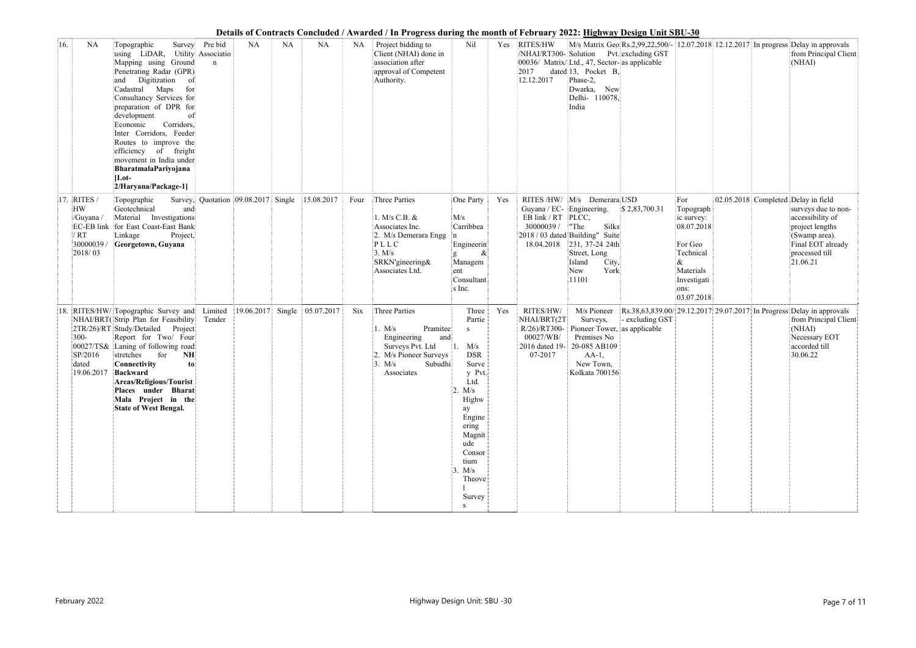**Details of Contracts Concluded / Awarded / In Progress during the month of February 2022: Highway Design Unit SBU-30**

| | | | | | | | | | | | | | | | | | |
|---|---|---|---|---|---|---|---|---|---|---|---|---|---|---|---|---|---|
| 16. | NA | Topographic Survey using LiDAR, Utility Mapping using Ground Penetrating Radar (GPR) and Digitization of Cadastral Maps for Consultancy Services for preparation of DPR for development of Economic Corridors, Inter Corridors, Feeder Routes to improve the efficiency of freight movement in India under **BharatmalaPariyojana [Lot-2/Haryana/Package-1]** | Pre bid Association | NA | NA | NA | NA | Project bidding to Client (NHAI) done in association after approval of Competent Authority. | Nil | Yes | RITES/HW /NHAI/RT300-00036/ Matrix/ 2017 dated 12.12.2017 | M/s Matrix Geo Solution Pvt. Ltd., 47, Sector-13, Pocket B, Phase-2, Dwarka, New Delhi- 110078, India | Rs.2,99,22,500/- excluding GST as applicable | 12.07.2018 | 12.12.2017 | In progress | Delay in approvals from Principal Client (NHAI) |
| 17. | RITES / HW /Guyana / EC-EB link / RT 30000039 / 2018/ 03 | Topographic Survey, Geotechnical and Material Investigations for East Coast-East Bank Linkage Project, **Georgetown, Guyana** | Quotation | 09.08.2017 | Single | 15.08.2017 | Four | Three Parties<br>1. M/s C.B. & Associates Inc.<br>2. M/s Demerara Engg PLLC<br>3. M/s SRKN'gineering& Associates Ltd. | One Party<br>M/s Carribbean Engineering & Management Consultants Inc. | Yes | RITES /HW/ Guyana / EC-EB link / RT 30000039 / 2018 / 03 dated 18.04.2018 | M/s Demerara Engineering. PLCC, "The Silks Building" Suite 231, 37-24 24th Street, Long Island City, New York 11101 | USD $ 2,83,700.31 | For Topographic survey: 08.07.2018<br>For Geo Technical & Materials Investigations: 03.07.2018 | 02.05.2018 | Completed | Delay in field surveys due to non-accessibility of project lengths (Swamp area). Final EOT already processed till 21.06.21 |
| 18. | RITES/HW/ NHAI/BRT(2TR/26)/RT 300-00027/TS& SP/2016 dated 19.06.2017 | Topographic Survey and Strip Plan for Feasibility Study/Detailed Project Report for Two/ Four Laning of following road stretches for **NH Connectivity to Backward Areas/Religious/Tourist Places under Bharat Mala Project in the State of West Bengal.** | Limited Tender | 19.06.2017 | Single | 05.07.2017 | Six | Three Parties<br>1. M/s Pramitee Engineering and Surveys Pvt. Ltd<br>2. M/s Pioneer Surveys<br>3. M/s Subudhi Associates | Three Parties<br>1. M/s DSR Survey Pvt. Ltd.<br>2. M/s Highway Engineering Magnitude Consortium<br>3. M/s Theovel Surveys | Yes | RITES/HW/ NHAI/BRT(2TR/26)/RT300-00027/WB/ 2016 dated 19-07-2017 | M/s Pioneer Surveys, Pioneer Tower, Premises No 20-085 AB109 AA-1, New Town, Kolkata 700156 | Rs.38,63,839.00/- excluding GST as applicable | 29.12.2017 | 29.07.2017 | In Progress | Delay in approvals from Principal Client (NHAI) Necessary EOT accorded till 30.06.22 |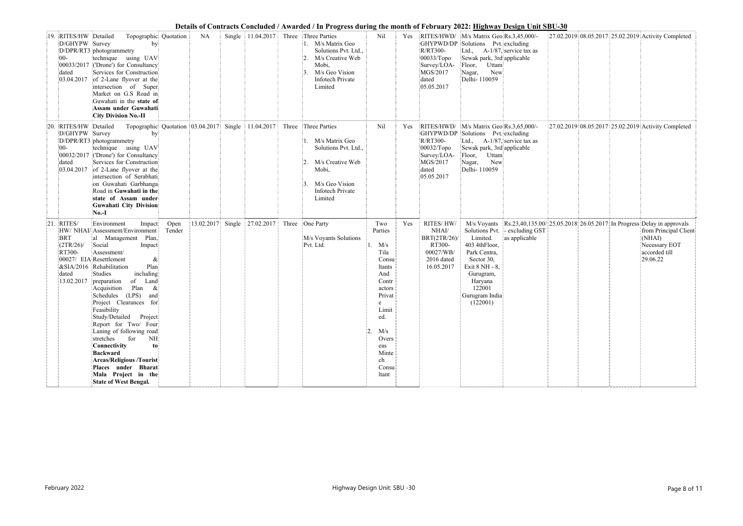# Details of Contracts Concluded / Awarded / In Progress during the month of February 2022: Highway Design Unit SBU-30

| 19. | RITES/HWD/GHYPWD/DPR/RT300-00033/2017 dated 03.04.2017 | Detailed Topographic Survey by photogrammetry technique using UAV ('Drone') for Consultancy Services for Construction of 2-Lane flyover at the intersection of Super Market on G.S Road in Guwahati in the **state of Assam under Guwahati City Division No.-II** | Quotation | NA | Single | 11.04.2017 | Three | Three Parties<br>1. M/s Matrix Geo Solutions Pvt. Ltd.,<br>2. M/s Creative Web Mobi,<br>3. M/s Geo Vision Infotech Private Limited | Nil | Yes | RITES/HWD/GHYPWD/DPR/RT300-00033/Topo Survey/LOA-MGS/2017 dated 05.05.2017 | M/s Matrix Geo Solutions Pvt. Ltd., A-1/87, Sewak park, 3rd Floor, Uttam Nagar, New Delhi- 110059 | Rs.3,45,000/- excluding service tax as applicable | 27.02.2019 | 08.05.2017 | 25.02.2019 | Activity Completed |
|---|---|---|---|---|---|---|---|---|---|---|---|---|---|---|---|---|---|
| 20. | RITES/HWD/GHYPWD/DPR/RT300-00032/2017 dated 03.04.2017 | Detailed Topographic Survey by photogrammetry technique using UAV ('Drone') for Consultancy Services for Construction of 2-Lane flyover at the intersection of Serabhati on Guwahati Garbhanga Road in **Guwahati in the state of Assam under Guwahati City Division No.-I** | Quotation | 03.04.2017 | Single | 11.04.2017 | Three | Three Parties<br>1. M/s Matrix Geo Solutions Pvt. Ltd.,<br>2. M/s Creative Web Mobi,<br>3. M/s Geo Vision Infotech Private Limited | Nil | Yes | RITES/HWD/GHYPWD/DPR/RT300-00032/Topo Survey/LOA-MGS/2017 dated 05.05.2017 | M/s Matrix Geo Solutions Pvt. Ltd., A-1/87, Sewak park, 3rd Floor, Uttam Nagar, New Delhi- 110059 | Rs.3,65,000/- excluding service tax as applicable | 27.02.2019 | 08.05.2017 | 25.02.2019 | Activity Completed |
| 21. | RITES/HW/NHAI/BRT(2TR/26)/RT300-00027/EIA&SIA/2016 dated 13.02.2017 | Environment Impact Assessment/Environmental Management Plan, Social Impact Assessment/ Resettlement & Rehabilitation Plan Studies including preparation of Land Acquisition Plan & Schedules (LPS) and Project Clearances for Feasibility Study/Detailed Project Report for Two/ Four Laning of following road stretches for NH **Connectivity to Backward Areas/Religious /Tourist Places under Bharat Mala Project in the State of West Bengal.** | Open Tender | 13.02.2017 | Single | 27.02.2017 | Three | One Party<br>M/s Voyants Solutions Pvt. Ltd. | Two Parties<br>1. M/s Tila Consultants And Contractors Private Limited.<br>2. M/s Overseas Minttech Consultant | Yes | RITES/HW/NHAI/BRT(2TR/26)/RT300-00027/WB/2016 dated 16.05.2017 | M/s Voyants Solutions Pvt. Limited. 403 4thFloor, Park Centra, Sector 30, Exit 8 NH - 8, Gurugram, Haryana 122001 Gurugram India (122001) | Rs.23,40,135.00/- excluding GST as applicable | 25.05.2018 | 26.05.2017 | In Progress | Delay in approvals from Principal Client (NHAI) Necessary EOT accorded till 29.06.22 |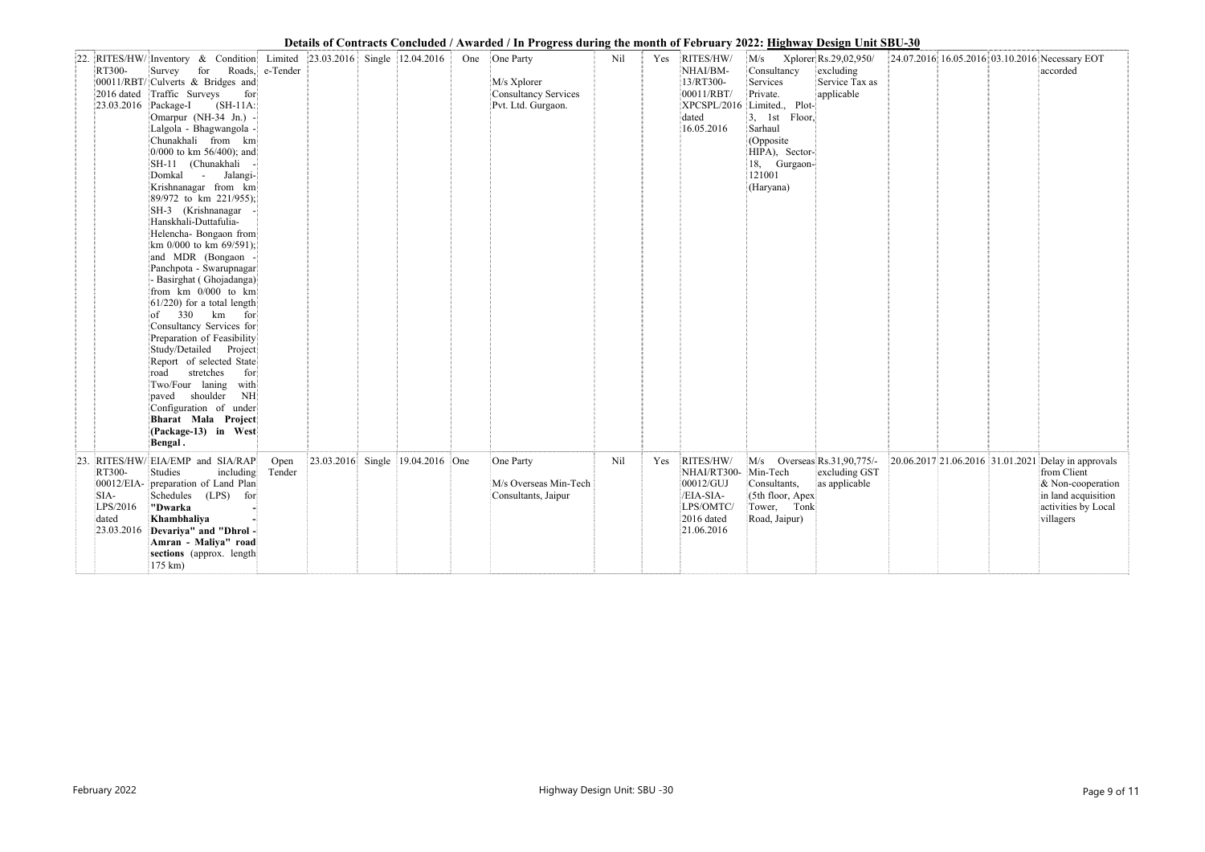**Details of Contracts Concluded / Awarded / In Progress during the month of February 2022: Highway Design Unit SBU-30**

| | | | | | | | | | | | | | | | | | |
|---|---|---|---|---|---|---|---|---|---|---|---|---|---|---|---|---|---|
| 22. | RITES/HW/ RT300- 00011/RBT/ 2016 dated 23.03.2016 | Inventory & Condition Survey for Roads, Culverts & Bridges and Traffic Surveys for Package-I (SH-11A: Omarpur (NH-34 Jn.) - Lalgola - Bhagwangola - Chunakhali from km 0/000 to km 56/400); and SH-11 (Chunakhali - Domkal - Jalangi- Krishnanagar from km 89/972 to km 221/955); SH-3 (Krishnanagar - Hanskhali-Duttafulia- Helencha- Bongaon from km 0/000 to km 69/591); and MDR (Bongaon - Panchpota - Swarupnagar - Basirghat ( Ghojadanga) from km 0/000 to km 61/220) for a total length of 330 km for Consultancy Services for Preparation of Feasibility Study/Detailed Project Report of selected State road stretches for Two/Four laning with paved shoulder NH Configuration of under **Bharat Mala Project (Package-13) in West Bengal**. | Limited e-Tender | 23.03.2016 | Single | 12.04.2016 | One | One Party<br><br>M/s Xplorer Consultancy Services Pvt. Ltd. Gurgaon. | Nil | Yes | RITES/HW/ NHAI/BM- 13/RT300- 00011/RBT/ XPCSPL/2016 dated 16.05.2016 | M/s Xplorer Consultancy Services Private. Limited., Plot- 3, 1st Floor, Sarhaul (Opposite HIPA), Sector- 18, Gurgaon- 121001 (Haryana) | Rs.29,02,950/ excluding Service Tax as applicable | 24.07.2016 | 16.05.2016 | 03.10.2016 | Necessary EOT accorded |
| 23. | RITES/HW/ RT300- 00012/EIA- SIA- LPS/2016 dated 23.03.2016 | EIA/EMP and SIA/RAP Studies including preparation of Land Plan Schedules (LPS) for **"Dwarka - Khambhaliya - Devariya" and "Dhrol - Amran - Maliya" road sections** (approx. length 175 km) | Open Tender | 23.03.2016 | Single | 19.04.2016 | One | One Party<br><br>M/s Overseas Min-Tech Consultants, Jaipur | Nil | Yes | RITES/HW/ NHAI/RT300- 00012/GUJ /EIA-SIA- LPS/OMTC/ 2016 dated 21.06.2016 | M/s Overseas Min-Tech Consultants, (5th floor, Apex Tower, Tonk Road, Jaipur) | Rs.31,90,775/- excluding GST as applicable | 20.06.2017 | 21.06.2016 | 31.01.2021 | Delay in approvals from Client & Non-cooperation in land acquisition activities by Local villagers |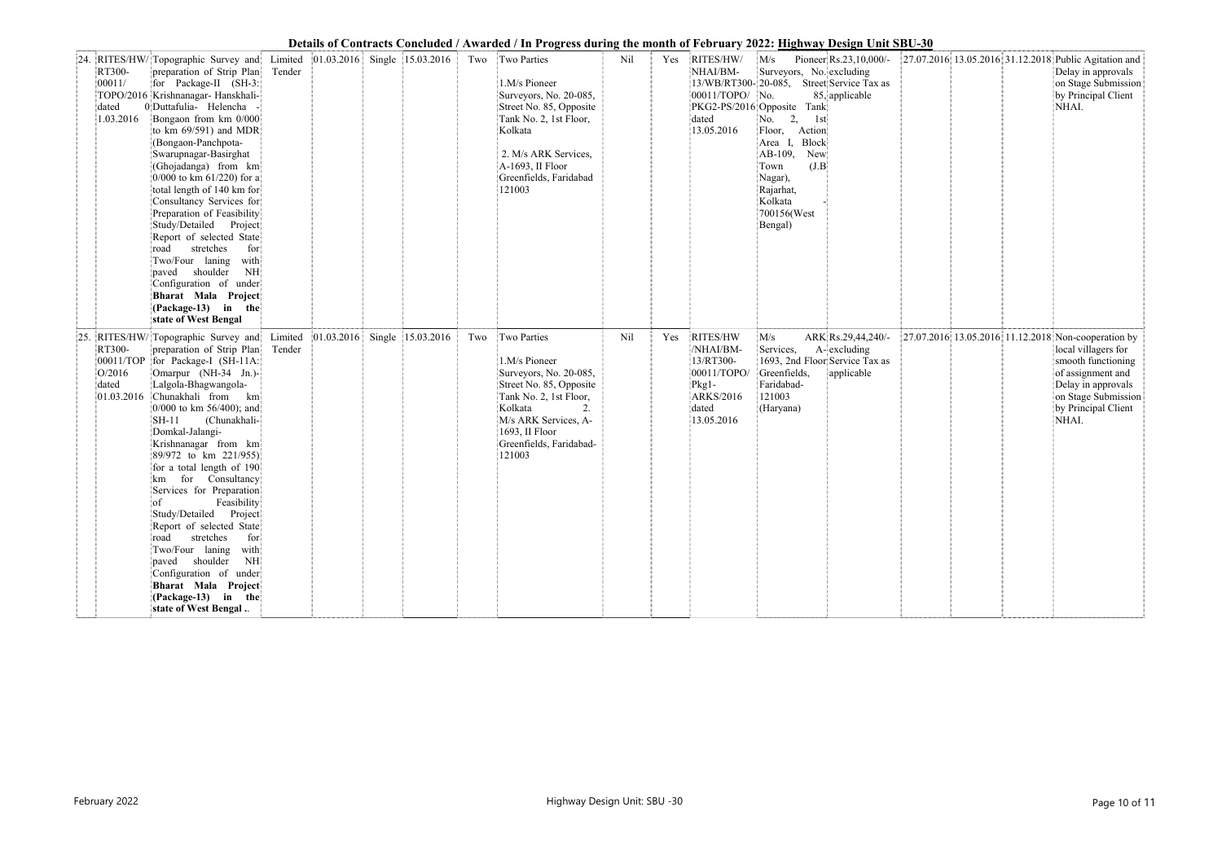## Details of Contracts Concluded / Awarded / In Progress during the month of February 2022: Highway Design Unit SBU-30

| | | | | | | | | | | | | | | | | | |
|---|---|---|---|---|---|---|---|---|---|---|---|---|---|---|---|---|---|
| 24. | RITES/HW/ RT300- 00011/ TOPO/2016 dated 01.03.2016 | Topographic Survey and preparation of Strip Plan for Package-II (SH-3: Krishnanagar- Hanskhali- Duttafulia- Helencha - Bongaon from km 0/000 to km 69/591) and MDR (Bongaon-Panchpota- Swarupnagar-Basirghat (Ghojadanga) from km 0/000 to km 61/220) for a total length of 140 km for Consultancy Services for Preparation of Feasibility Study/Detailed Project Report of selected State road stretches for Two/Four laning with paved shoulder NH Configuration of under **Bharat Mala Project (Package-13) in the state of West Bengal** | Limited Tender | 01.03.2016 | Single | 15.03.2016 | Two | Two Parties<br><br>1.M/s Pioneer Surveyors, No. 20-085, Street No. 85, Opposite Tank No. 2, 1st Floor, Kolkata<br><br>2. M/s ARK Services, A-1693, II Floor Greenfields, Faridabad 121003 | Nil | Yes | RITES/HW/ NHAI/BM- 13/WB/RT300- 00011/TOPO/ PKG2-PS/2016 dated 13.05.2016 | M/s Pioneer Surveyors, No. 20-085, Street No. 85, Opposite Tank No. 2, 1st Floor, Action Area I, Block AB-109, New Town (J.B Nagar), Rajarhat, Kolkata - 700156(West Bengal) | Rs.23,10,000/- excluding Service Tax as applicable | | 27.07.2016 | 13.05.2016 | 31.12.2018 | Public Agitation and Delay in approvals on Stage Submission by Principal Client NHAI. |
| 25. | RITES/HW/ RT300- 00011/TOP O/2016 dated 01.03.2016 | Topographic Survey and preparation of Strip Plan for Package-I (SH-11A: Omarpur (NH-34 Jn.)- Lalgola-Bhagwangola- Chunakhali from km 0/000 to km 56/400); and SH-11 (Chunakhali- Domkal-Jalangi- Krishnanagar from km 89/972 to km 221/955) for a total length of 190 km for Consultancy Services for Preparation of Feasibility Study/Detailed Project Report of selected State road stretches for Two/Four laning with paved shoulder NH Configuration of under **Bharat Mala Project (Package-13) in the state of West Bengal ..** | Limited Tender | 01.03.2016 | Single | 15.03.2016 | Two | Two Parties<br><br>1.M/s Pioneer Surveyors, No. 20-085, Street No. 85, Opposite Tank No. 2, 1st Floor, Kolkata 2. M/s ARK Services, A-1693, II Floor Greenfields, Faridabad-121003 | Nil | Yes | RITES/HW /NHAI/BM- 13/RT300- 00011/TOPO/ Pkg1- ARKS/2016 dated 13.05.2016 | M/s ARK Services, A-1693, 2nd Floor Greenfields, Faridabad-121003 (Haryana) | Rs.29,44,240/- excluding Service Tax as applicable | | 27.07.2016 | 13.05.2016 | 11.12.2018 | Non-cooperation by local villagers for smooth functioning of assignment and Delay in approvals on Stage Submission by Principal Client NHAI. |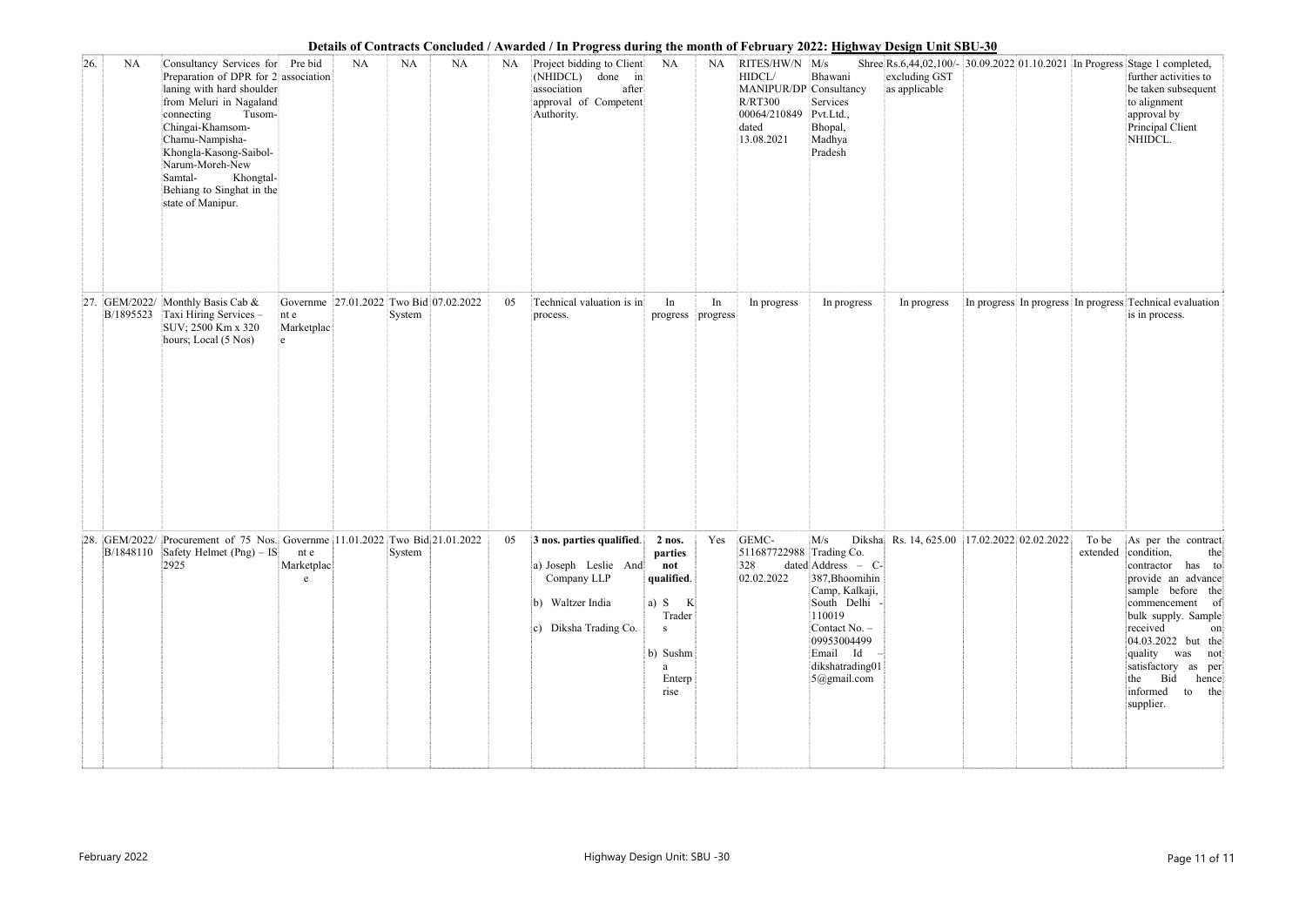## Details of Contracts Concluded / Awarded / In Progress during the month of February 2022: Highway Design Unit SBU-30

| | | | | | | | | | | | | | | | | | | |
|---|---|---|---|---|---|---|---|---|---|---|---|---|---|---|---|---|---|---|
| 26. | NA | Consultancy Services for Preparation of DPR for 2 laning with hard shoulder from Meluri in Nagaland connecting Tusom-Chingai-Khamsom-Chamu-Nampisha-Khongla-Kasong-Saibol-Narum-Moreh-New Samtal- Khongtal-Behiang to Singhat in the state of Manipur. | Pre bid association | NA | NA | NA | NA | Project bidding to Client (NHIDCL) done in association after approval of Competent Authority. | NA | NA | RITES/HW/N HIDCL/ MANIPUR/DP R/RT300 00064/210849 dated 13.08.2021 | M/s Shree Bhawani Consultancy Services Pvt.Ltd., Bhopal, Madhya Pradesh | Rs.6,44,02,100/- excluding GST as applicable | 30.09.2022 | 01.10.2021 | In Progress | Stage 1 completed, further activities to be taken subsequent to alignment approval by Principal Client NHIDCL. |
| 27. | GEM/2022/ B/1895523 | Monthly Basis Cab & Taxi Hiring Services – SUV; 2500 Km x 320 hours; Local (5 Nos) | Government e Marketplace | 27.01.2022 | Two Bid System | 07.02.2022 | 05 | Technical valuation is in process. | In progress | In progress | In progress | In progress | In progress | In progress | In progress | In progress | Technical evaluation is in process. |
| 28. | GEM/2022/ B/1848110 | Procurement of 75 Nos. Safety Helmet (Png) – IS 2925 | Government e Marketplace | 11.01.2022 | Two Bid System | 21.01.2022 | 05 | **3 nos. parties qualified.** a) Joseph Leslie And Company LLP b) Waltzer India c) Diksha Trading Co. | **2 nos. parties not qualified.** a) S K Traders b) Sushma Enterprise | Yes | GEMC-511687722988 328 dated 02.02.2022 | M/s Diksha Trading Co. Address – C-387,Bhoomihin Camp, Kalkaji, South Delhi - 110019 Contact No. – 09953004499 Email Id – dikshatrading015@gmail.com | Rs. 14, 625.00 | 17.02.2022 | 02.02.2022 | To be extended | As per the contract condition, the contractor has to provide an advance sample before the commencement of bulk supply. Sample received on 04.03.2022 but the quality was not satisfactory as per the Bid hence informed to the supplier. |